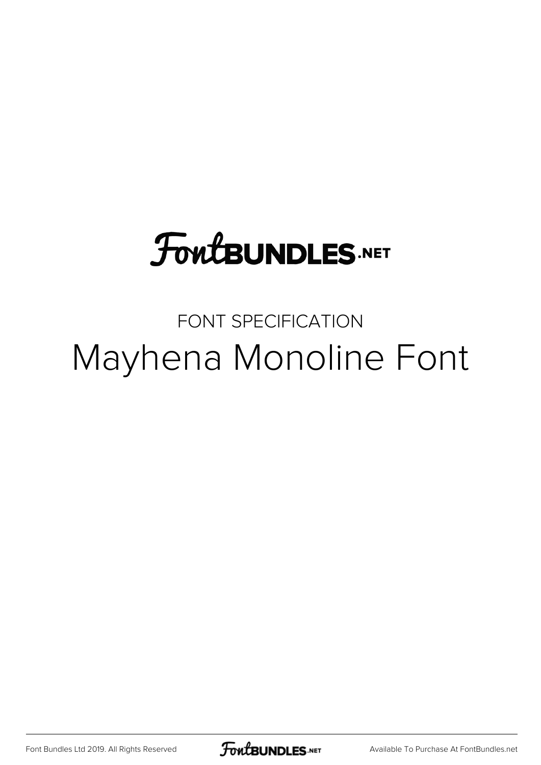FontBUNDLES.NET

FONT SPECIFICATION

# Mayhena Monoline Font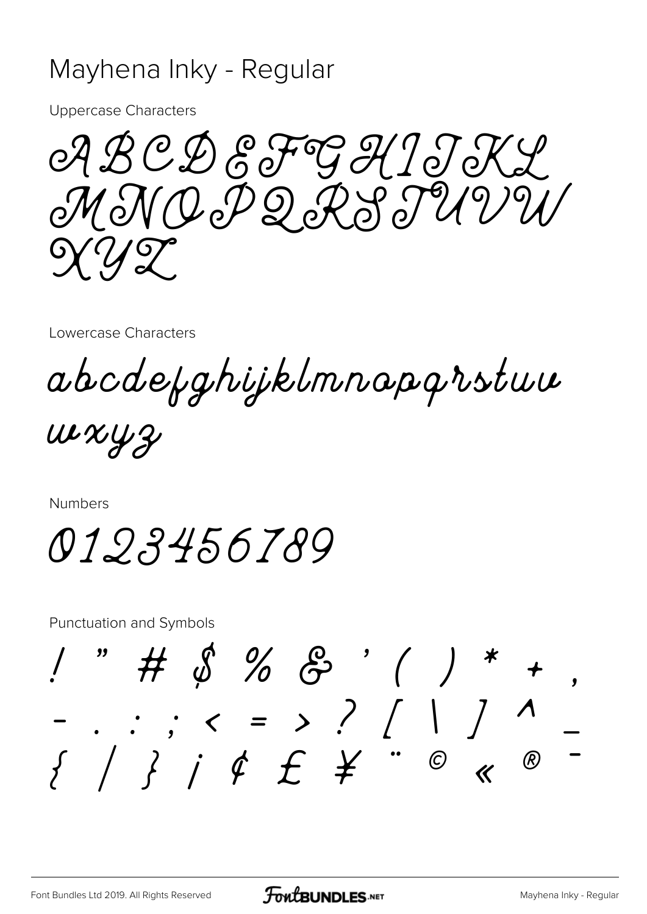# Mayhena Inky - Regular

Uppercase Characters

ABCDEFGHIJKL
MNOPQRSTUVW
XYZ

Lowercase Characters

abcdefghijklmnopqrstuv
wxyz

Numbers

0123456789

Punctuation and Symbols

! " # $ % & ' ( ) * + ,
- . : ; < = > ? [ \ ] ^ _
{ / } ¡ ¢ £ ¥ ¨ © « ® ¯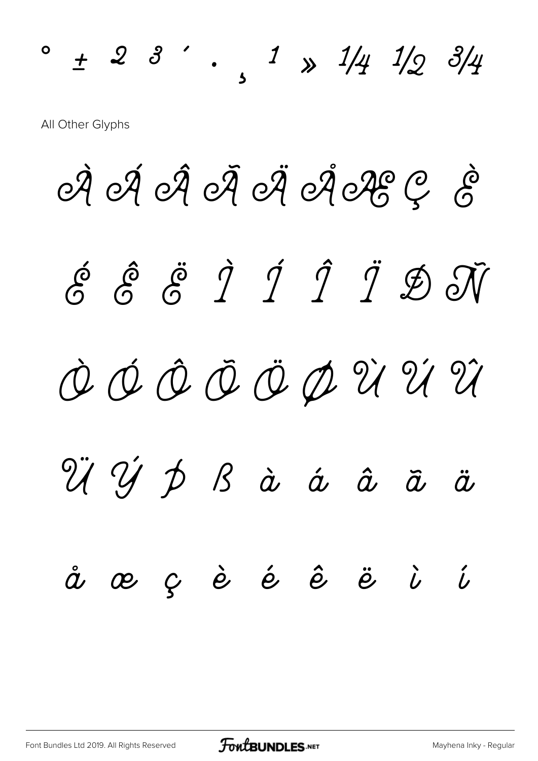° ± ² ³ ´ · ¸ ¹ » ¼ ½ ¾

All Other Glyphs

À Á Â Ã Ä Å Æ Ç È

É Ê Ë Ì Í Î Ï Ð Ñ

Ò Ó Ô Õ Ö Ø Ù Ú Û

Ü Ý Þ ß à á â ã ä

å æ ç è é ê ë ì í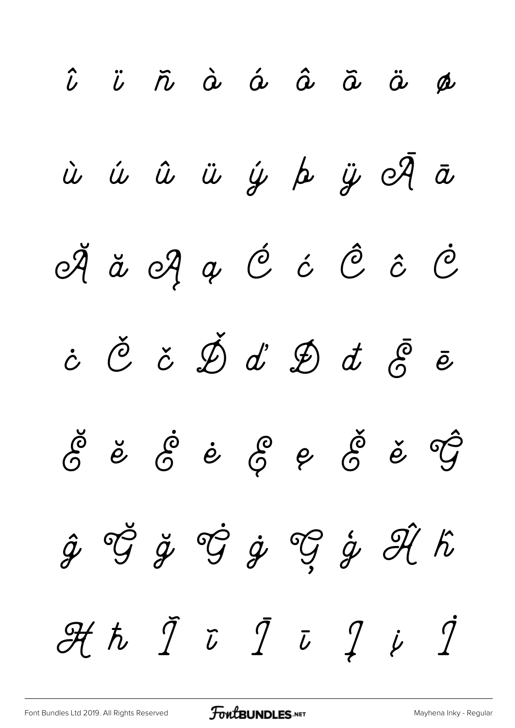î ï ñ ò ó ô õ ö ø

ù ú û ü ý þ ÿ Ā ā

Ă ă Ą ą Ć ć Ĉ ĉ Ċ

ċ Č č Ď ď Đ đ Ē ē

Ĕ ĕ Ė ė Ę ę Ě ě Ĝ

ĝ Ğ ğ Ġ ġ Ģ ģ Ĥ ĥ

Ħ ħ Ĭ ĭ Ī ī Į į İ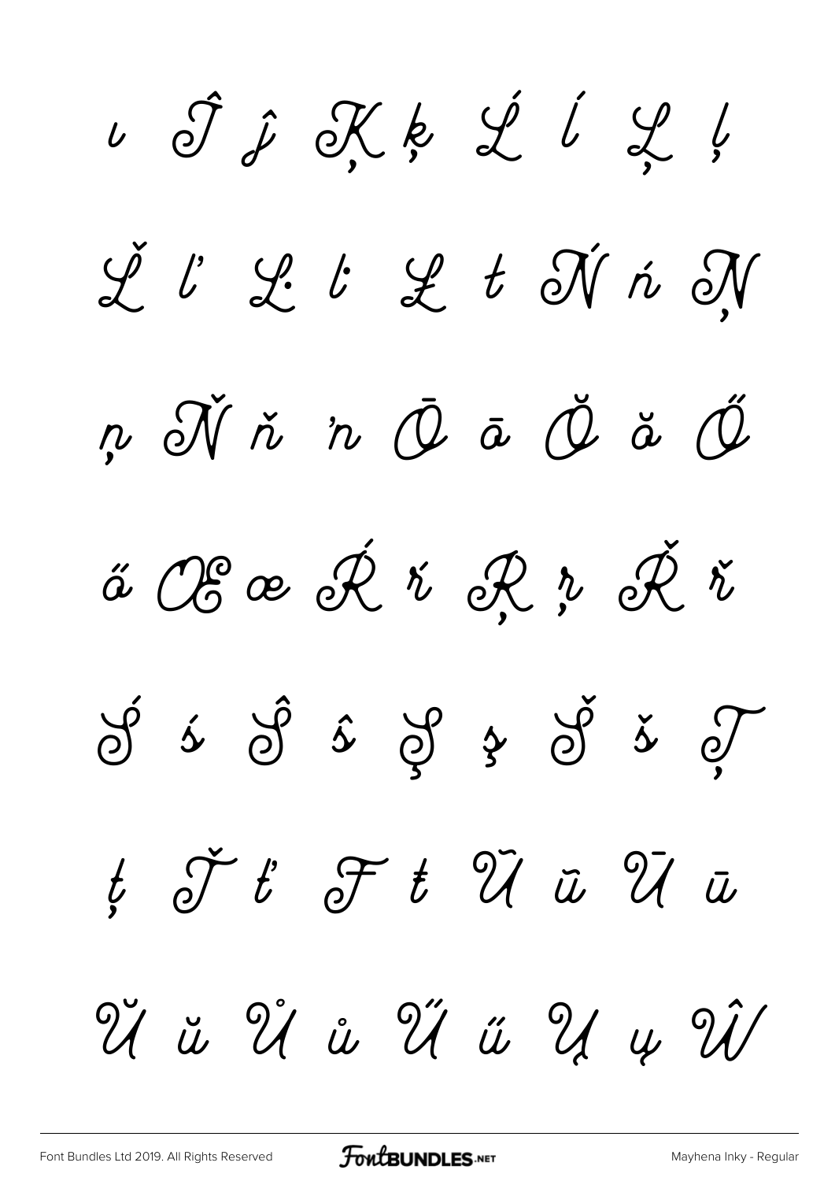ı Ĵ ĵ Ķ ķ Ĺ ĺ Ļ ļ

Ľ ľ Ŀ ŀ Ł ł Ń ń Ņ

ņ Ň ň ŉ Ō ō Ŏ ŏ Ő

ő Œ œ Ŕ ŕ Ŗ ŗ Ř ř

Ś ś Ŝ ŝ Ş ş Š š Ţ

ţ Ť ť Ŧ ŧ Ũ ũ Ū ū

Ŭ ŭ Ů ů Ű ű Ų ų Ŵ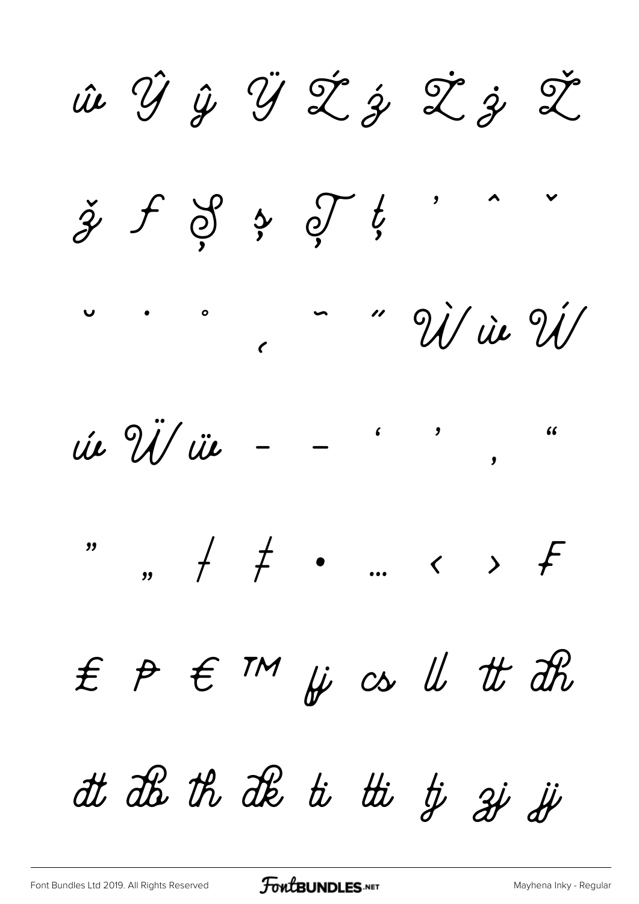ŵ Ŷ ŷ Ÿ Ź ź Ż ż Ž

ž ƒ Ș ș Ț ț ' ˆ ˇ

˘ ˙ ˚ ˛ ˜ ˝ Ẁ ẁ Ẃ

ẃ Ẅ ẅ – — ' ' ‚ "

" „ † ‡ • … ‹ › ₣

₤ ₱ € ™ fj cs ll tt dh

dt db th dk ti tti tj zj jj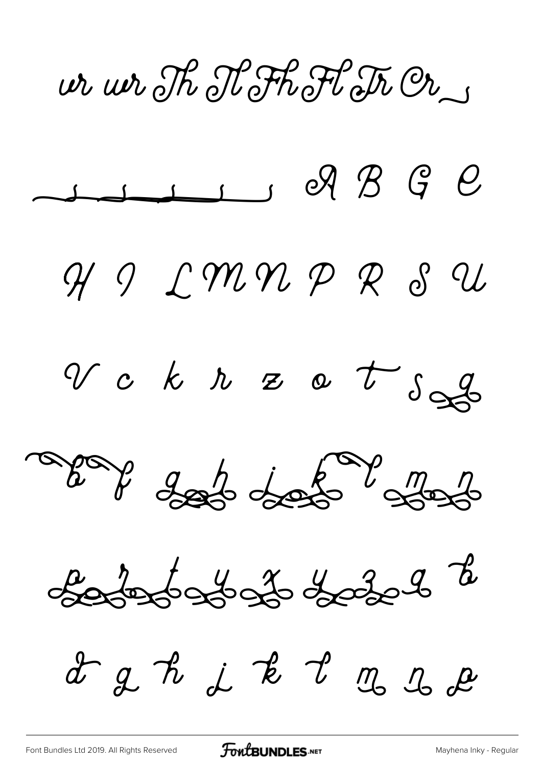ur wr Th Tl Fh Fl Tr Cr

A B G C

H I L M N P R S U

V c k r z o t s g

b f g h i k l m n

p r t y x y z a b

d g h j k l m n p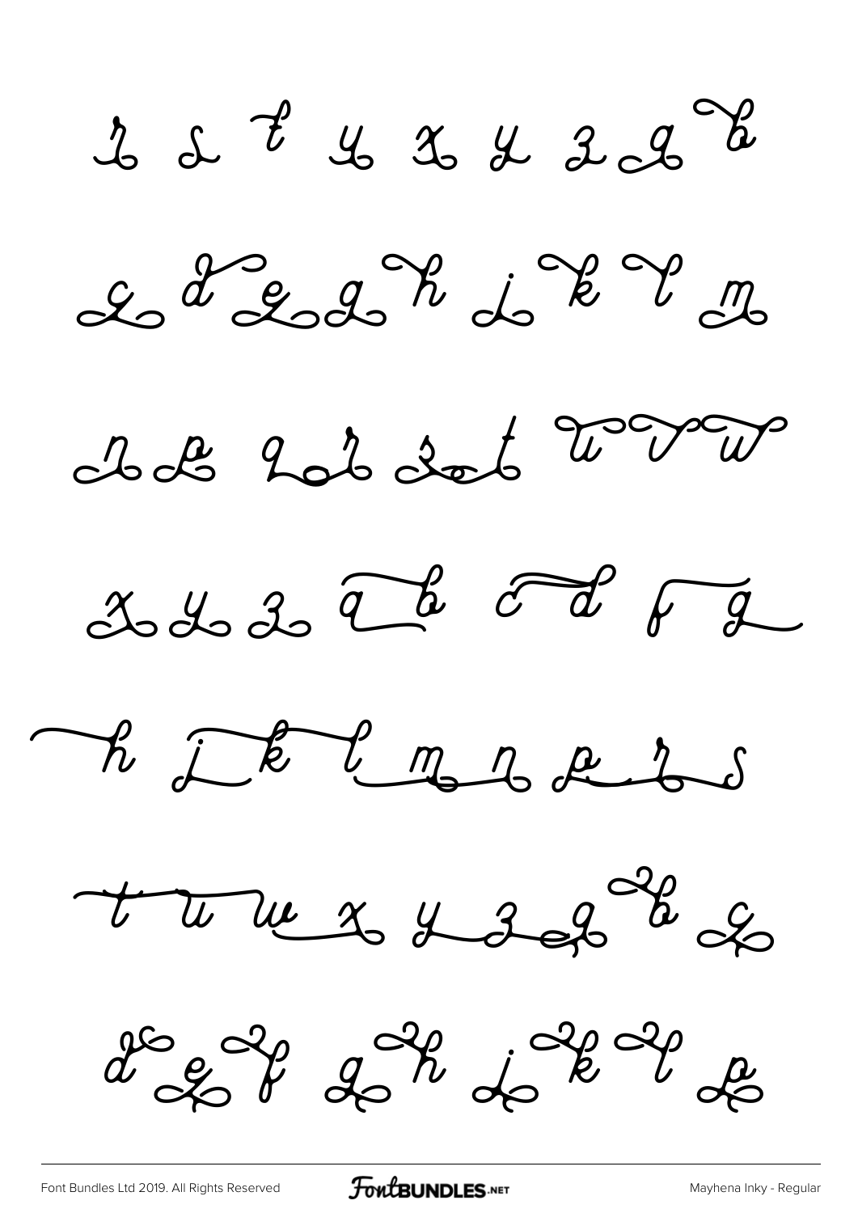r s t y x y z a b

c d e g h j k l m

n p q r s t u v w

x y z a b c d f g

h j k l m n p r s

t u w x y z a b c

d e f g h j k l p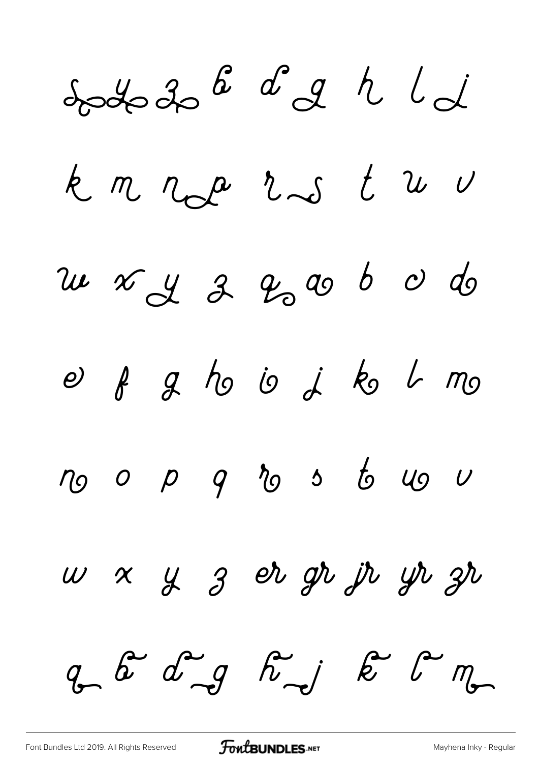s y z b d g h l j

k m n p r s t u v

w x y z q a b c d

e f g h i j k l m

n o p q r s t u v

w x y z er gr jr yr zr

q b d g h j k l m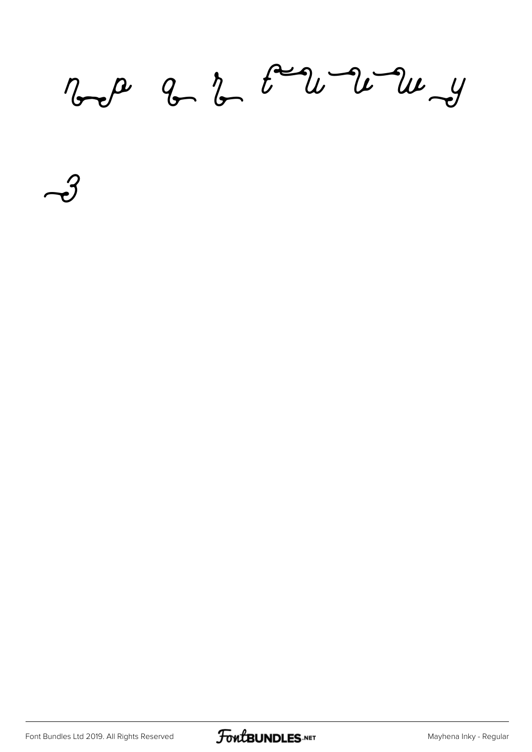n p q r t u v w y

3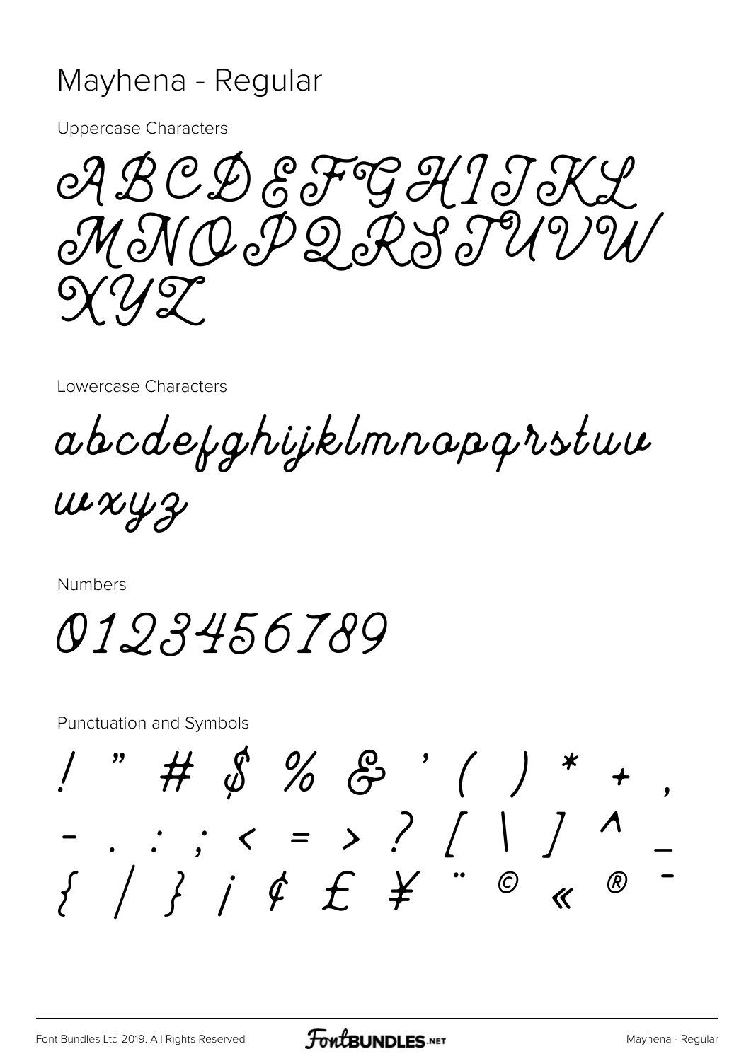# Mayhena - Regular

Uppercase Characters

ABCDEFGHIJKL
MNOPQRSTUVW
XYZ

Lowercase Characters

abcdefghijklmnopqrstuv
wxyz

Numbers

0123456789

Punctuation and Symbols

! " # $ % & ' ( ) * + ,
- . : ; < = > ? [ \ ] ^ _
{ / } ¡ ¢ £ ¥ ¨ © « ® ¯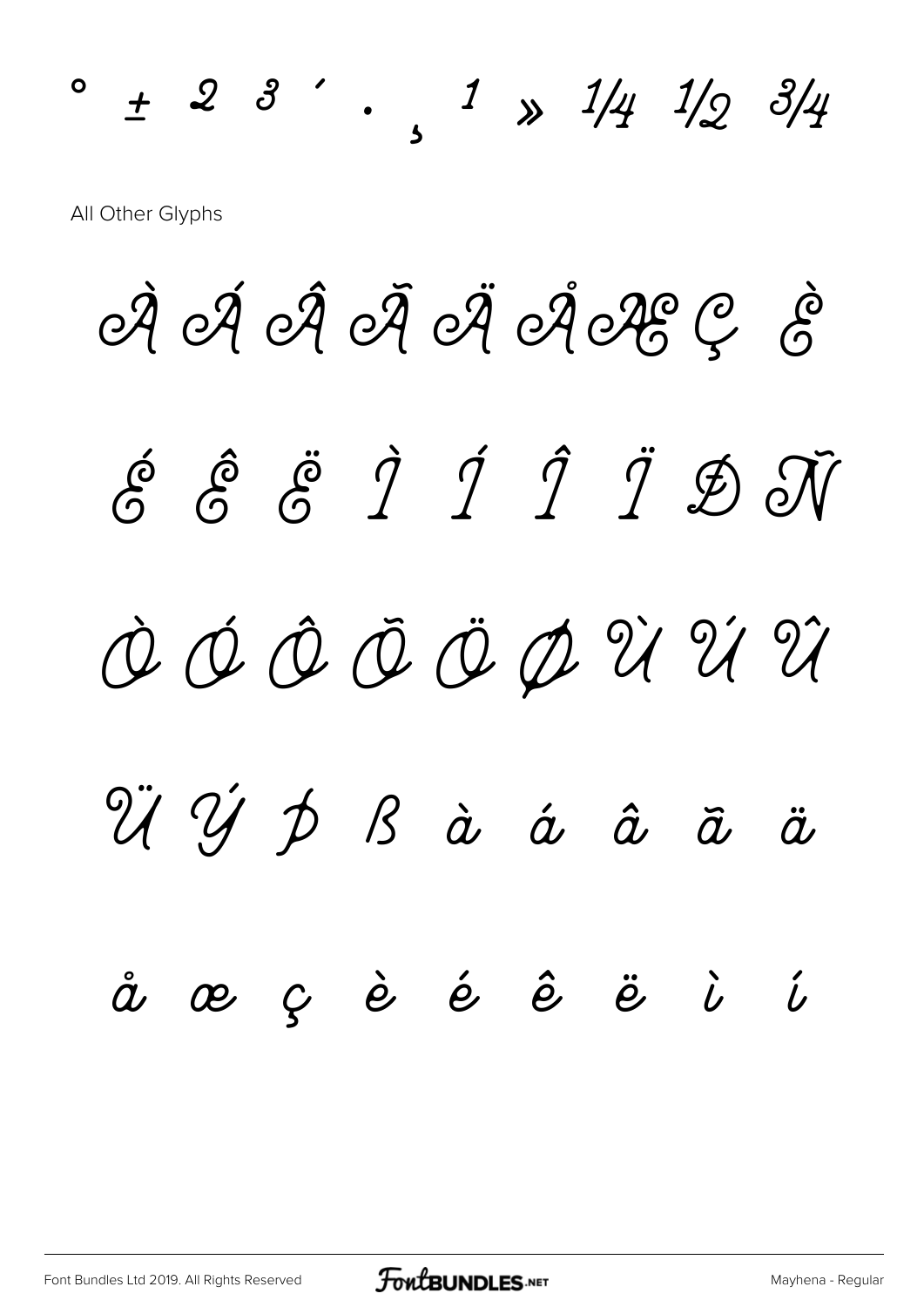° ± ² ³ ´ · ¸ ¹ » ¼ ½ ¾

All Other Glyphs

À Á Â Ã Ä Å Æ Ç È

É Ê Ë Ì Í Î Ï Ð Ñ

Ò Ó Ô Õ Ö Ø Ù Ú Û

Ü Ý Þ ß à á â ã ä

å æ ç è é ê ë ì í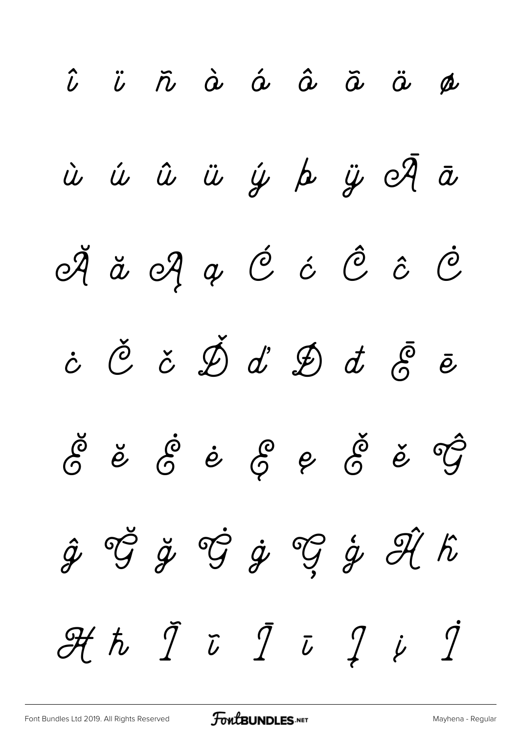î ï ñ ò ó ô õ ö ø

ù ú û ü ý þ ÿ Ā ā

Ă ă Ą ą Ć ć Ĉ ĉ Ċ

ċ Č č Ď ď Đ đ Ē ē

Ĕ ĕ Ė ė Ę ę Ě ě Ĝ

ĝ Ğ ğ Ġ ġ Ģ ģ Ĥ ĥ

Ħ ħ Ĭ ĭ Ī ī Į į İ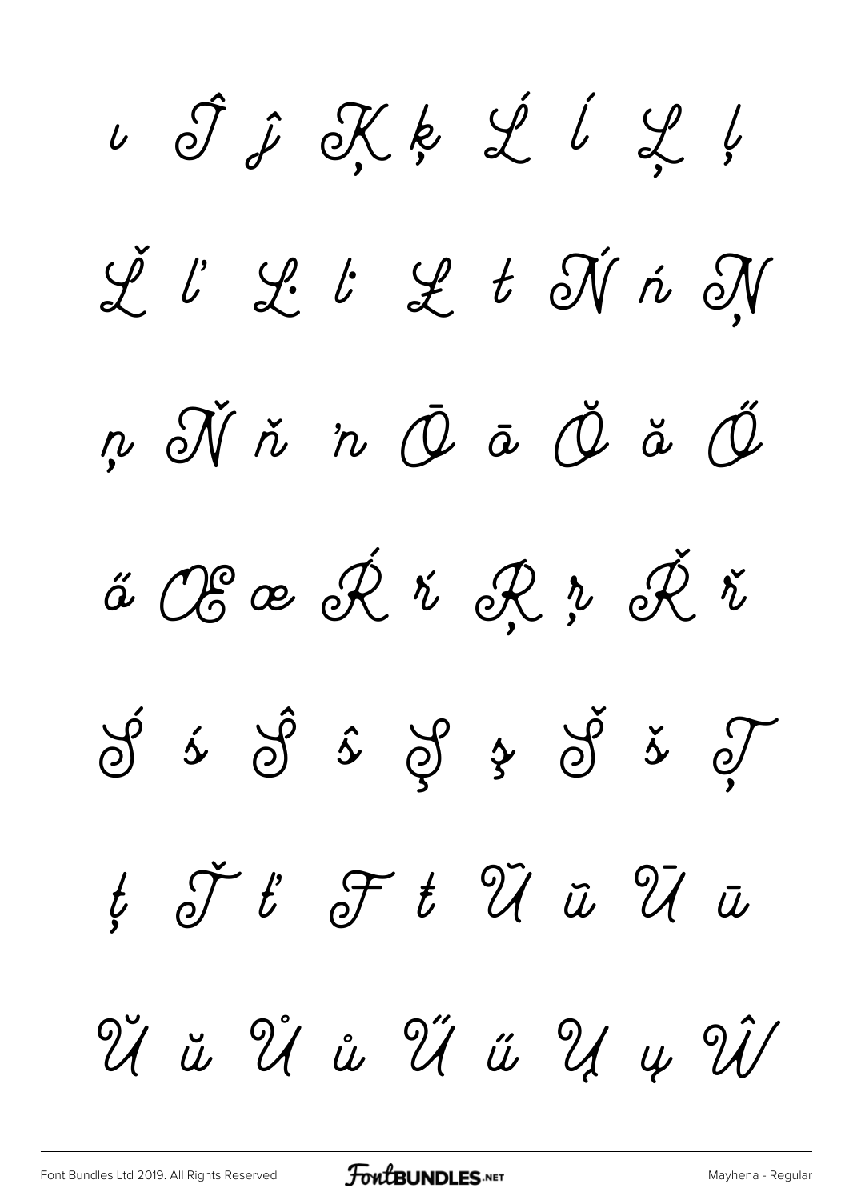ı Ĵ ĵ Ķ ķ Ĺ ĺ Ļ ļ

Ľ ľ Ŀ ŀ Ł ł Ń ń Ņ

ņ Ň ň ŉ Ō ō Ŏ ŏ Ő

ő Œ œ Ŕ ŕ Ŗ ŗ Ř ř

Ś ś Ŝ ŝ Ş ş Š š Ţ

ţ Ť ť Ŧ ŧ Ũ ũ Ū ū

Ŭ ŭ Ů ů Ű ű Ų ų Ŵ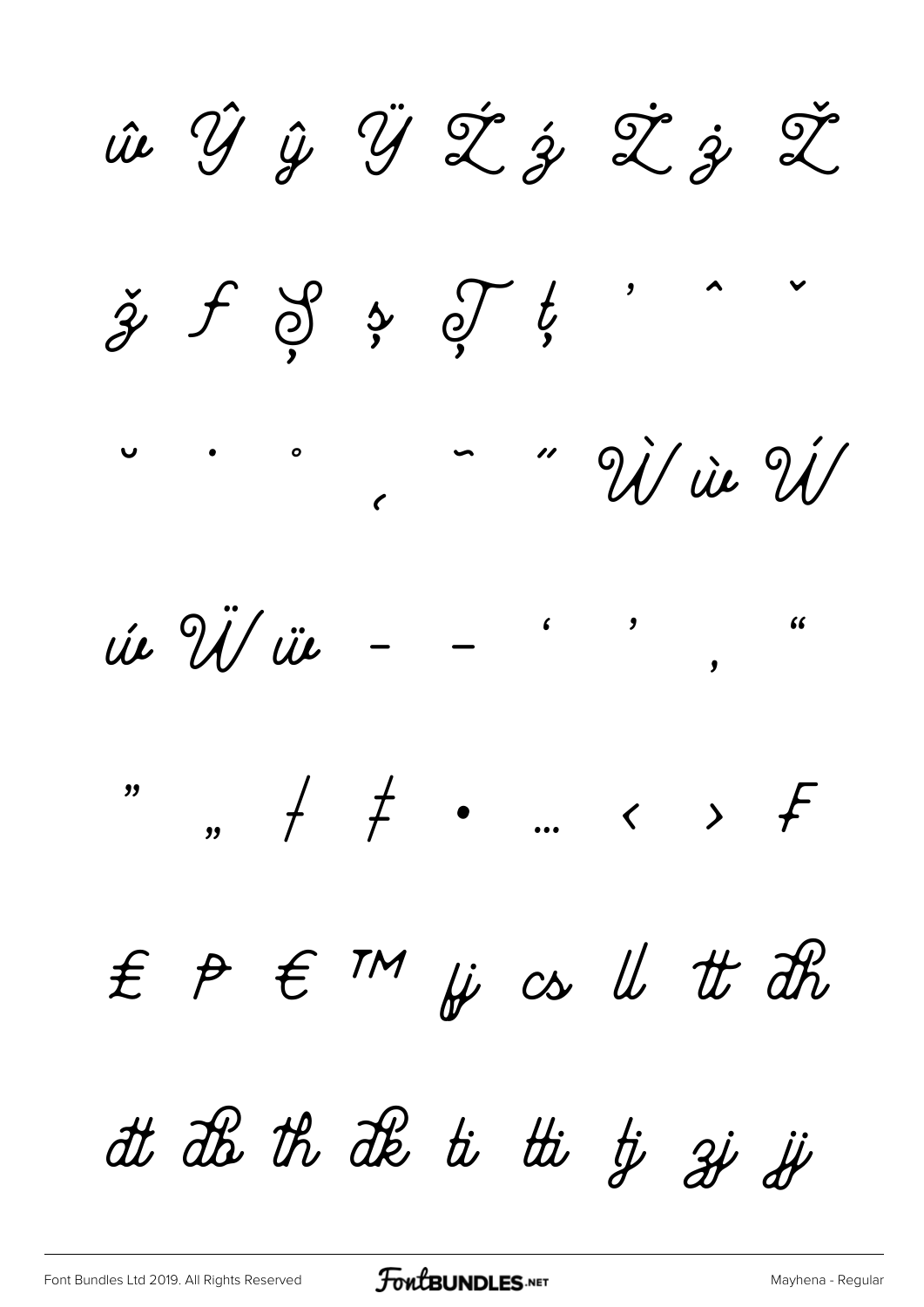ŵ Ŷ ŷ Ÿ Ź ź Ż ż Ž

ž ƒ Ș ș Ț ț ' ˆ ˇ

˘ ˙ ˚ ˛ ˜ ˝ Ẁ ẁ Ẃ

ẃ Ẅ ẅ – — ‘ ’ ‚ “

” „ † ‡ • … ‹ › ₣

₤ ₱ € ™ fj cs ll tt dh

dt db th dk ti tti tj zj jj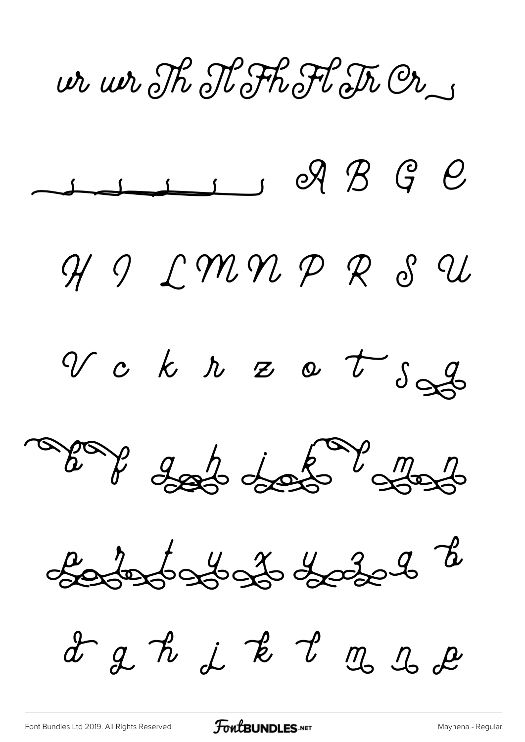ur uur Th Tl Fh Fl Tr Cr

A B G C

H I L M N P R S U

V c k r z o t s g

b f g h i k l m n

p r t y x y z a b

d g h j k l m n p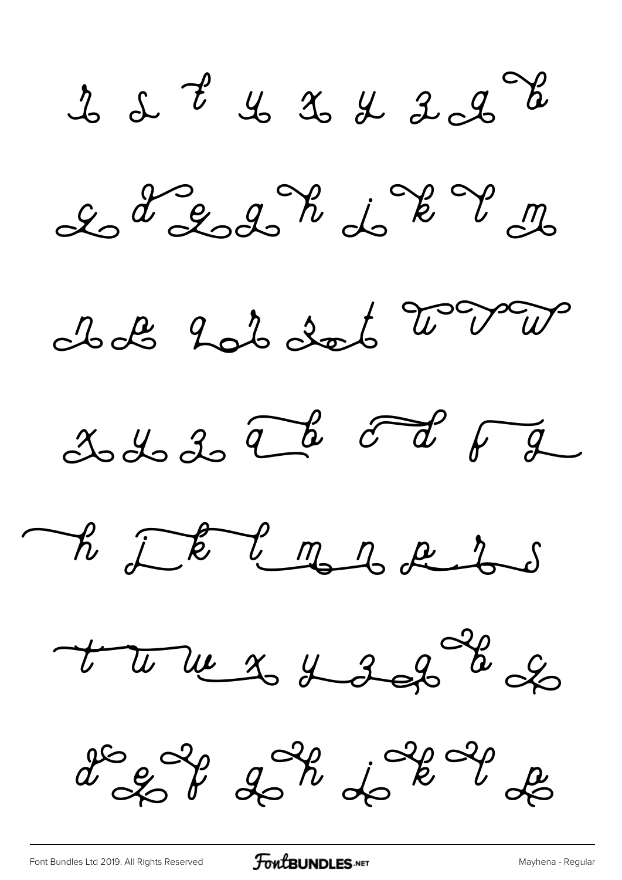r s t y x y z a b

c d e g h j k l m

n p q r s t u v w

x y z a b c d f g

h j k l m n p r s

t u w x y z a b c

d e f g h j k l p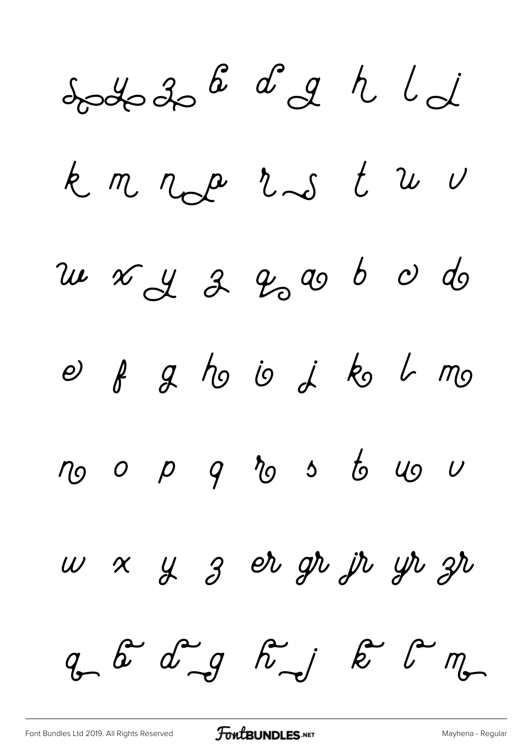ꝸ ꝸ ꝸ b d g h l j

k m n p r s t u v

w x y z q a b c d

e f g h i j k l m

n o p q r s t u v

w x y z er gr jr yr zr

q b d g h j k l m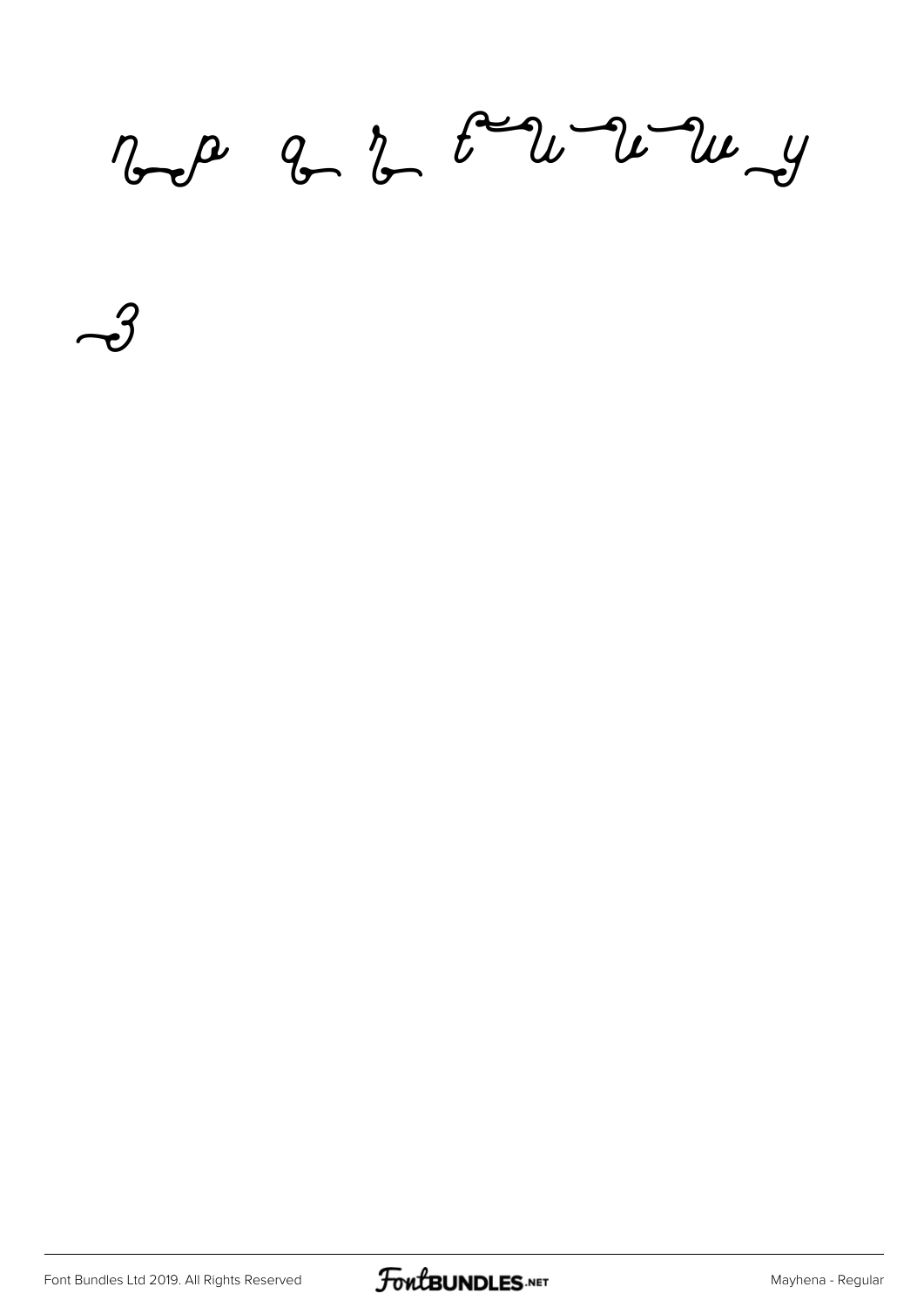n p q r t u v w y

3